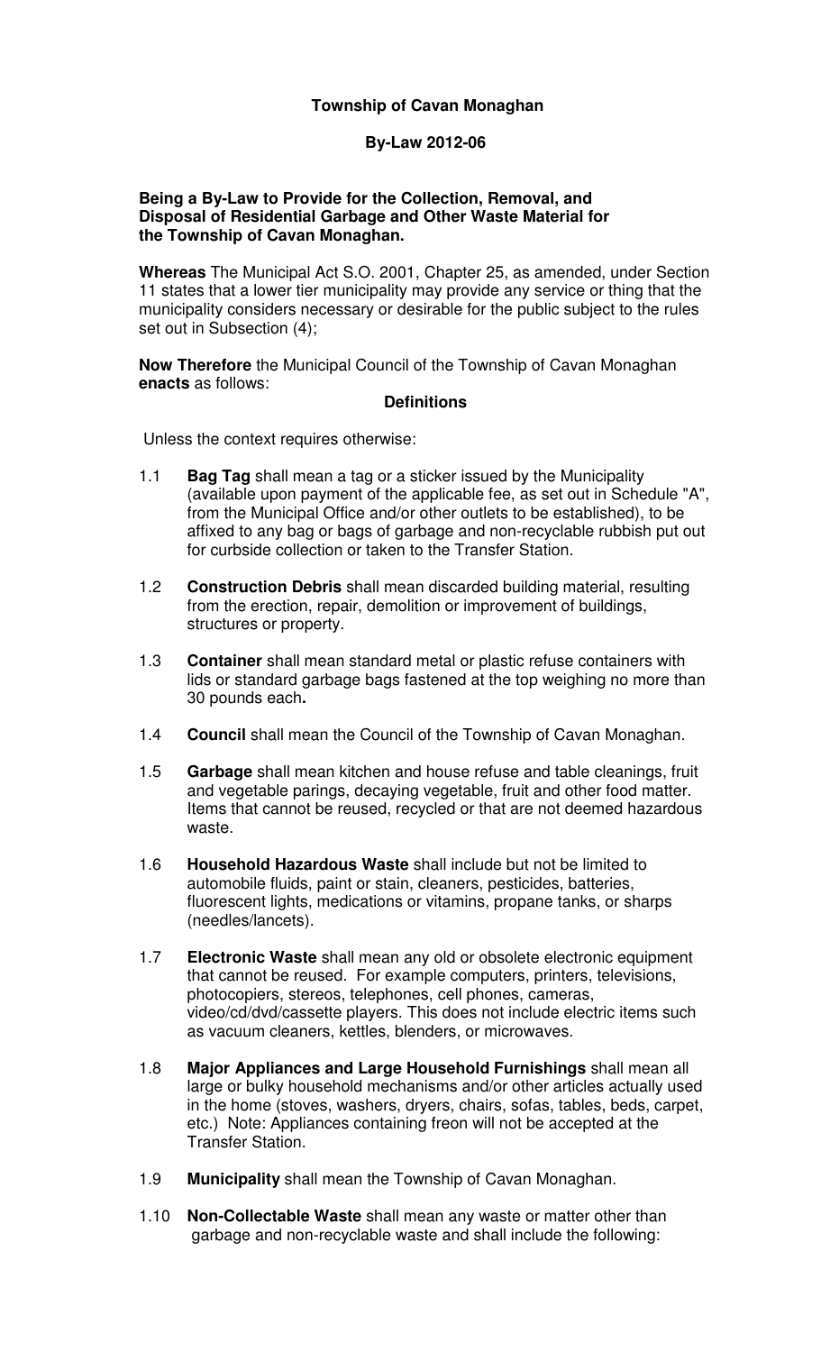**Township of Cavan Monaghan**

**By-Law 2012-06**

**Being a By-Law to Provide for the Collection, Removal, and Disposal of Residential Garbage and Other Waste Material for the Township of Cavan Monaghan.**

**Whereas** The Municipal Act S.O. 2001, Chapter 25, as amended, under Section 11 states that a lower tier municipality may provide any service or thing that the municipality considers necessary or desirable for the public subject to the rules set out in Subsection (4);

**Now Therefore** the Municipal Council of the Township of Cavan Monaghan **enacts** as follows:

## Definitions

Unless the context requires otherwise:

1.1 **Bag Tag** shall mean a tag or a sticker issued by the Municipality (available upon payment of the applicable fee, as set out in Schedule "A", from the Municipal Office and/or other outlets to be established), to be affixed to any bag or bags of garbage and non-recyclable rubbish put out for curbside collection or taken to the Transfer Station.

1.2 **Construction Debris** shall mean discarded building material, resulting from the erection, repair, demolition or improvement of buildings, structures or property.

1.3 **Container** shall mean standard metal or plastic refuse containers with lids or standard garbage bags fastened at the top weighing no more than 30 pounds each**.**

1.4 **Council** shall mean the Council of the Township of Cavan Monaghan.

1.5 **Garbage** shall mean kitchen and house refuse and table cleanings, fruit and vegetable parings, decaying vegetable, fruit and other food matter. Items that cannot be reused, recycled or that are not deemed hazardous waste.

1.6 **Household Hazardous Waste** shall include but not be limited to automobile fluids, paint or stain, cleaners, pesticides, batteries, fluorescent lights, medications or vitamins, propane tanks, or sharps (needles/lancets).

1.7 **Electronic Waste** shall mean any old or obsolete electronic equipment that cannot be reused. For example computers, printers, televisions, photocopiers, stereos, telephones, cell phones, cameras, video/cd/dvd/cassette players. This does not include electric items such as vacuum cleaners, kettles, blenders, or microwaves.

1.8 **Major Appliances and Large Household Furnishings** shall mean all large or bulky household mechanisms and/or other articles actually used in the home (stoves, washers, dryers, chairs, sofas, tables, beds, carpet, etc.) Note: Appliances containing freon will not be accepted at the Transfer Station.

1.9 **Municipality** shall mean the Township of Cavan Monaghan.

1.10 **Non-Collectable Waste** shall mean any waste or matter other than garbage and non-recyclable waste and shall include the following: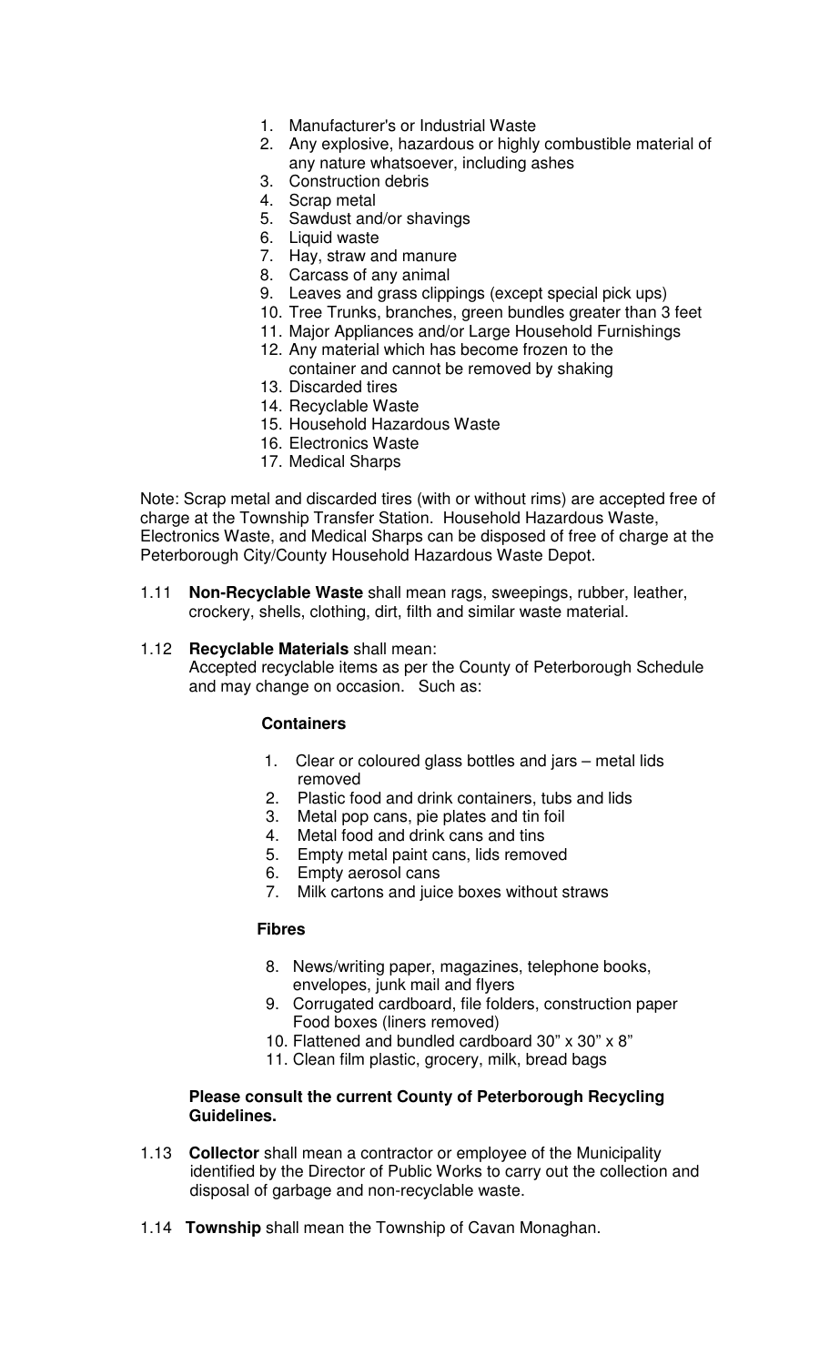1. Manufacturer's or Industrial Waste
2. Any explosive, hazardous or highly combustible material of any nature whatsoever, including ashes
3. Construction debris
4. Scrap metal
5. Sawdust and/or shavings
6. Liquid waste
7. Hay, straw and manure
8. Carcass of any animal
9. Leaves and grass clippings (except special pick ups)
10. Tree Trunks, branches, green bundles greater than 3 feet
11. Major Appliances and/or Large Household Furnishings
12. Any material which has become frozen to the container and cannot be removed by shaking
13. Discarded tires
14. Recyclable Waste
15. Household Hazardous Waste
16. Electronics Waste
17. Medical Sharps

Note: Scrap metal and discarded tires (with or without rims) are accepted free of charge at the Township Transfer Station. Household Hazardous Waste, Electronics Waste, and Medical Sharps can be disposed of free of charge at the Peterborough City/County Household Hazardous Waste Depot.

1.11 **Non-Recyclable Waste** shall mean rags, sweepings, rubber, leather, crockery, shells, clothing, dirt, filth and similar waste material.

1.12 **Recyclable Materials** shall mean:
Accepted recyclable items as per the County of Peterborough Schedule and may change on occasion. Such as:

**Containers**

1. Clear or coloured glass bottles and jars – metal lids removed
2. Plastic food and drink containers, tubs and lids
3. Metal pop cans, pie plates and tin foil
4. Metal food and drink cans and tins
5. Empty metal paint cans, lids removed
6. Empty aerosol cans
7. Milk cartons and juice boxes without straws

**Fibres**

8. News/writing paper, magazines, telephone books, envelopes, junk mail and flyers
9. Corrugated cardboard, file folders, construction paper Food boxes (liners removed)
10. Flattened and bundled cardboard 30" x 30" x 8"
11. Clean film plastic, grocery, milk, bread bags

**Please consult the current County of Peterborough Recycling Guidelines.**

1.13 **Collector** shall mean a contractor or employee of the Municipality identified by the Director of Public Works to carry out the collection and disposal of garbage and non-recyclable waste.

1.14 **Township** shall mean the Township of Cavan Monaghan.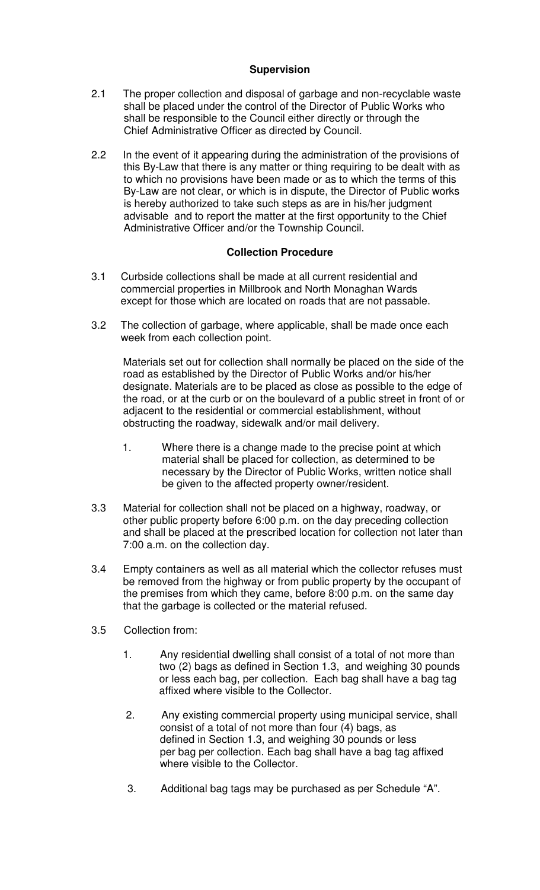## Supervision

2.1 The proper collection and disposal of garbage and non-recyclable waste shall be placed under the control of the Director of Public Works who shall be responsible to the Council either directly or through the Chief Administrative Officer as directed by Council.

2.2 In the event of it appearing during the administration of the provisions of this By-Law that there is any matter or thing requiring to be dealt with as to which no provisions have been made or as to which the terms of this By-Law are not clear, or which is in dispute, the Director of Public works is hereby authorized to take such steps as are in his/her judgment advisable and to report the matter at the first opportunity to the Chief Administrative Officer and/or the Township Council.

## Collection Procedure

3.1 Curbside collections shall be made at all current residential and commercial properties in Millbrook and North Monaghan Wards except for those which are located on roads that are not passable.

3.2 The collection of garbage, where applicable, shall be made once each week from each collection point.

Materials set out for collection shall normally be placed on the side of the road as established by the Director of Public Works and/or his/her designate. Materials are to be placed as close as possible to the edge of the road, or at the curb or on the boulevard of a public street in front of or adjacent to the residential or commercial establishment, without obstructing the roadway, sidewalk and/or mail delivery.

1. Where there is a change made to the precise point at which material shall be placed for collection, as determined to be necessary by the Director of Public Works, written notice shall be given to the affected property owner/resident.

3.3 Material for collection shall not be placed on a highway, roadway, or other public property before 6:00 p.m. on the day preceding collection and shall be placed at the prescribed location for collection not later than 7:00 a.m. on the collection day.

3.4 Empty containers as well as all material which the collector refuses must be removed from the highway or from public property by the occupant of the premises from which they came, before 8:00 p.m. on the same day that the garbage is collected or the material refused.

3.5 Collection from:

1. Any residential dwelling shall consist of a total of not more than two (2) bags as defined in Section 1.3, and weighing 30 pounds or less each bag, per collection. Each bag shall have a bag tag affixed where visible to the Collector.
2. Any existing commercial property using municipal service, shall consist of a total of not more than four (4) bags, as defined in Section 1.3, and weighing 30 pounds or less per bag per collection. Each bag shall have a bag tag affixed where visible to the Collector.
3. Additional bag tags may be purchased as per Schedule "A".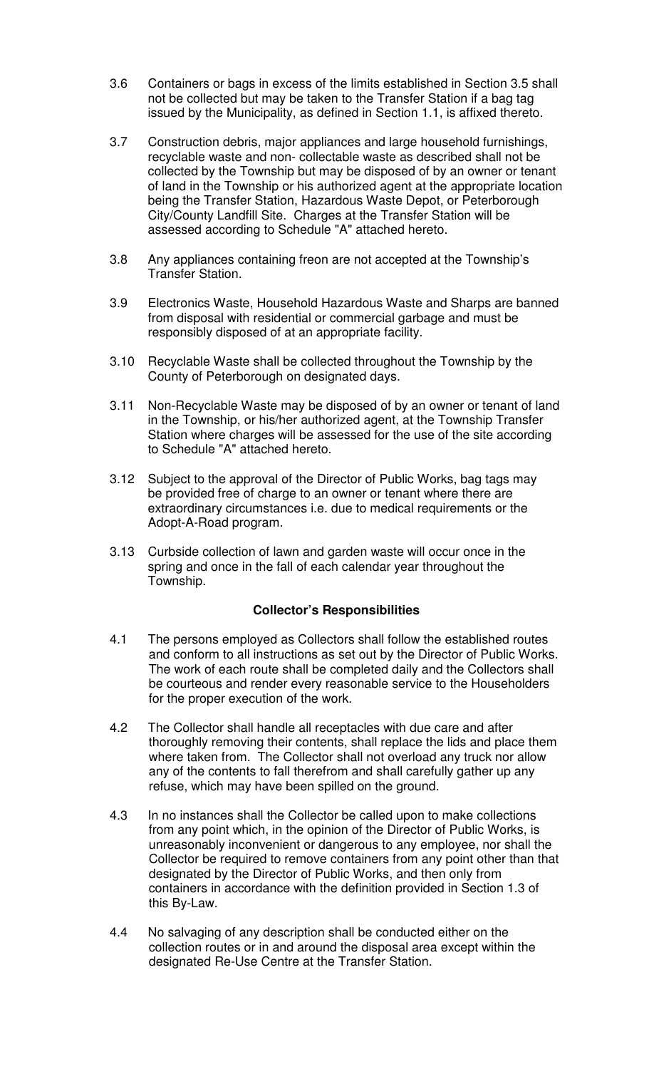3.6 Containers or bags in excess of the limits established in Section 3.5 shall not be collected but may be taken to the Transfer Station if a bag tag issued by the Municipality, as defined in Section 1.1, is affixed thereto.

3.7 Construction debris, major appliances and large household furnishings, recyclable waste and non- collectable waste as described shall not be collected by the Township but may be disposed of by an owner or tenant of land in the Township or his authorized agent at the appropriate location being the Transfer Station, Hazardous Waste Depot, or Peterborough City/County Landfill Site. Charges at the Transfer Station will be assessed according to Schedule "A" attached hereto.

3.8 Any appliances containing freon are not accepted at the Township's Transfer Station.

3.9 Electronics Waste, Household Hazardous Waste and Sharps are banned from disposal with residential or commercial garbage and must be responsibly disposed of at an appropriate facility.

3.10 Recyclable Waste shall be collected throughout the Township by the County of Peterborough on designated days.

3.11 Non-Recyclable Waste may be disposed of by an owner or tenant of land in the Township, or his/her authorized agent, at the Township Transfer Station where charges will be assessed for the use of the site according to Schedule "A" attached hereto.

3.12 Subject to the approval of the Director of Public Works, bag tags may be provided free of charge to an owner or tenant where there are extraordinary circumstances i.e. due to medical requirements or the Adopt-A-Road program.

3.13 Curbside collection of lawn and garden waste will occur once in the spring and once in the fall of each calendar year throughout the Township.

**Collector's Responsibilities**

4.1 The persons employed as Collectors shall follow the established routes and conform to all instructions as set out by the Director of Public Works. The work of each route shall be completed daily and the Collectors shall be courteous and render every reasonable service to the Householders for the proper execution of the work.

4.2 The Collector shall handle all receptacles with due care and after thoroughly removing their contents, shall replace the lids and place them where taken from. The Collector shall not overload any truck nor allow any of the contents to fall therefrom and shall carefully gather up any refuse, which may have been spilled on the ground.

4.3 In no instances shall the Collector be called upon to make collections from any point which, in the opinion of the Director of Public Works, is unreasonably inconvenient or dangerous to any employee, nor shall the Collector be required to remove containers from any point other than that designated by the Director of Public Works, and then only from containers in accordance with the definition provided in Section 1.3 of this By-Law.

4.4 No salvaging of any description shall be conducted either on the collection routes or in and around the disposal area except within the designated Re-Use Centre at the Transfer Station.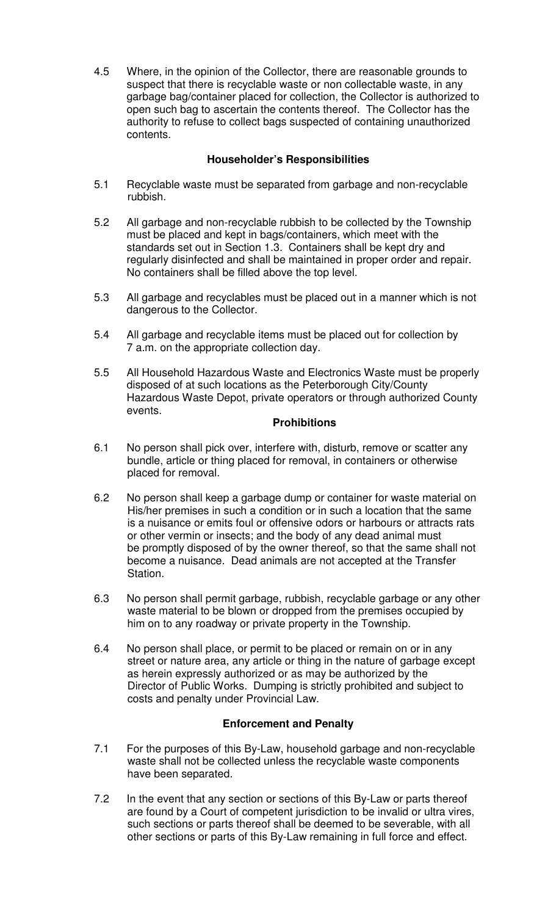4.5 Where, in the opinion of the Collector, there are reasonable grounds to suspect that there is recyclable waste or non collectable waste, in any garbage bag/container placed for collection, the Collector is authorized to open such bag to ascertain the contents thereof. The Collector has the authority to refuse to collect bags suspected of containing unauthorized contents.

### Householder's Responsibilities

5.1 Recyclable waste must be separated from garbage and non-recyclable rubbish.

5.2 All garbage and non-recyclable rubbish to be collected by the Township must be placed and kept in bags/containers, which meet with the standards set out in Section 1.3. Containers shall be kept dry and regularly disinfected and shall be maintained in proper order and repair. No containers shall be filled above the top level.

5.3 All garbage and recyclables must be placed out in a manner which is not dangerous to the Collector.

5.4 All garbage and recyclable items must be placed out for collection by 7 a.m. on the appropriate collection day.

5.5 All Household Hazardous Waste and Electronics Waste must be properly disposed of at such locations as the Peterborough City/County Hazardous Waste Depot, private operators or through authorized County events.

### Prohibitions

6.1 No person shall pick over, interfere with, disturb, remove or scatter any bundle, article or thing placed for removal, in containers or otherwise placed for removal.

6.2 No person shall keep a garbage dump or container for waste material on His/her premises in such a condition or in such a location that the same is a nuisance or emits foul or offensive odors or harbours or attracts rats or other vermin or insects; and the body of any dead animal must be promptly disposed of by the owner thereof, so that the same shall not become a nuisance. Dead animals are not accepted at the Transfer Station.

6.3 No person shall permit garbage, rubbish, recyclable garbage or any other waste material to be blown or dropped from the premises occupied by him on to any roadway or private property in the Township.

6.4 No person shall place, or permit to be placed or remain on or in any street or nature area, any article or thing in the nature of garbage except as herein expressly authorized or as may be authorized by the Director of Public Works. Dumping is strictly prohibited and subject to costs and penalty under Provincial Law.

### Enforcement and Penalty

7.1 For the purposes of this By-Law, household garbage and non-recyclable waste shall not be collected unless the recyclable waste components have been separated.

7.2 In the event that any section or sections of this By-Law or parts thereof are found by a Court of competent jurisdiction to be invalid or ultra vires, such sections or parts thereof shall be deemed to be severable, with all other sections or parts of this By-Law remaining in full force and effect.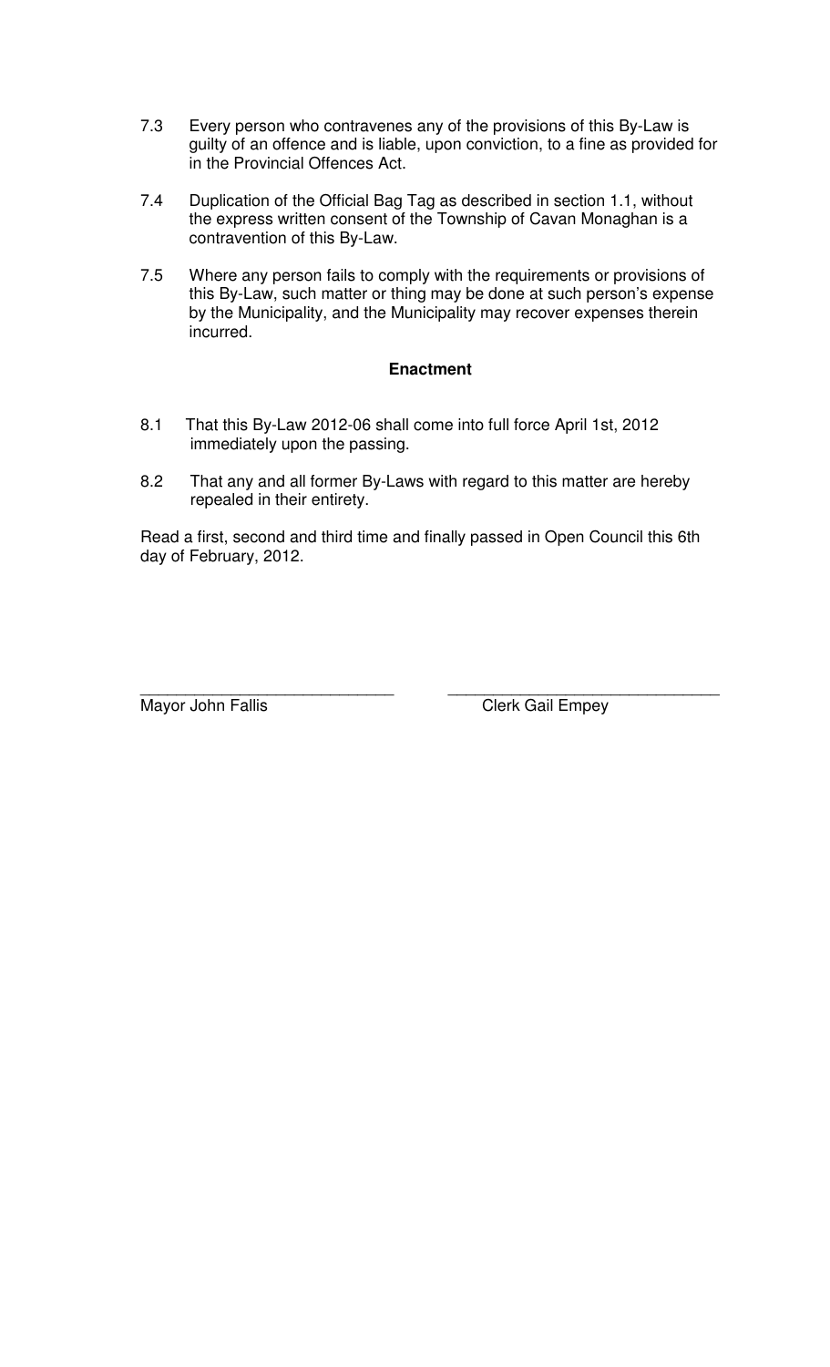7.3 Every person who contravenes any of the provisions of this By-Law is guilty of an offence and is liable, upon conviction, to a fine as provided for in the Provincial Offences Act.

7.4 Duplication of the Official Bag Tag as described in section 1.1, without the express written consent of the Township of Cavan Monaghan is a contravention of this By-Law.

7.5 Where any person fails to comply with the requirements or provisions of this By-Law, such matter or thing may be done at such person's expense by the Municipality, and the Municipality may recover expenses therein incurred.

**Enactment**

8.1 That this By-Law 2012-06 shall come into full force April 1st, 2012 immediately upon the passing.

8.2 That any and all former By-Laws with regard to this matter are hereby repealed in their entirety.

Read a first, second and third time and finally passed in Open Council this 6th day of February, 2012.

\_\_\_\_\_\_\_\_\_\_\_\_\_\_\_\_\_\_\_\_\_\_\_\_\_\_\_\_ \_\_\_\_\_\_\_\_\_\_\_\_\_\_\_\_\_\_\_\_\_\_\_\_\_\_\_\_

Mayor John Fallis Clerk Gail Empey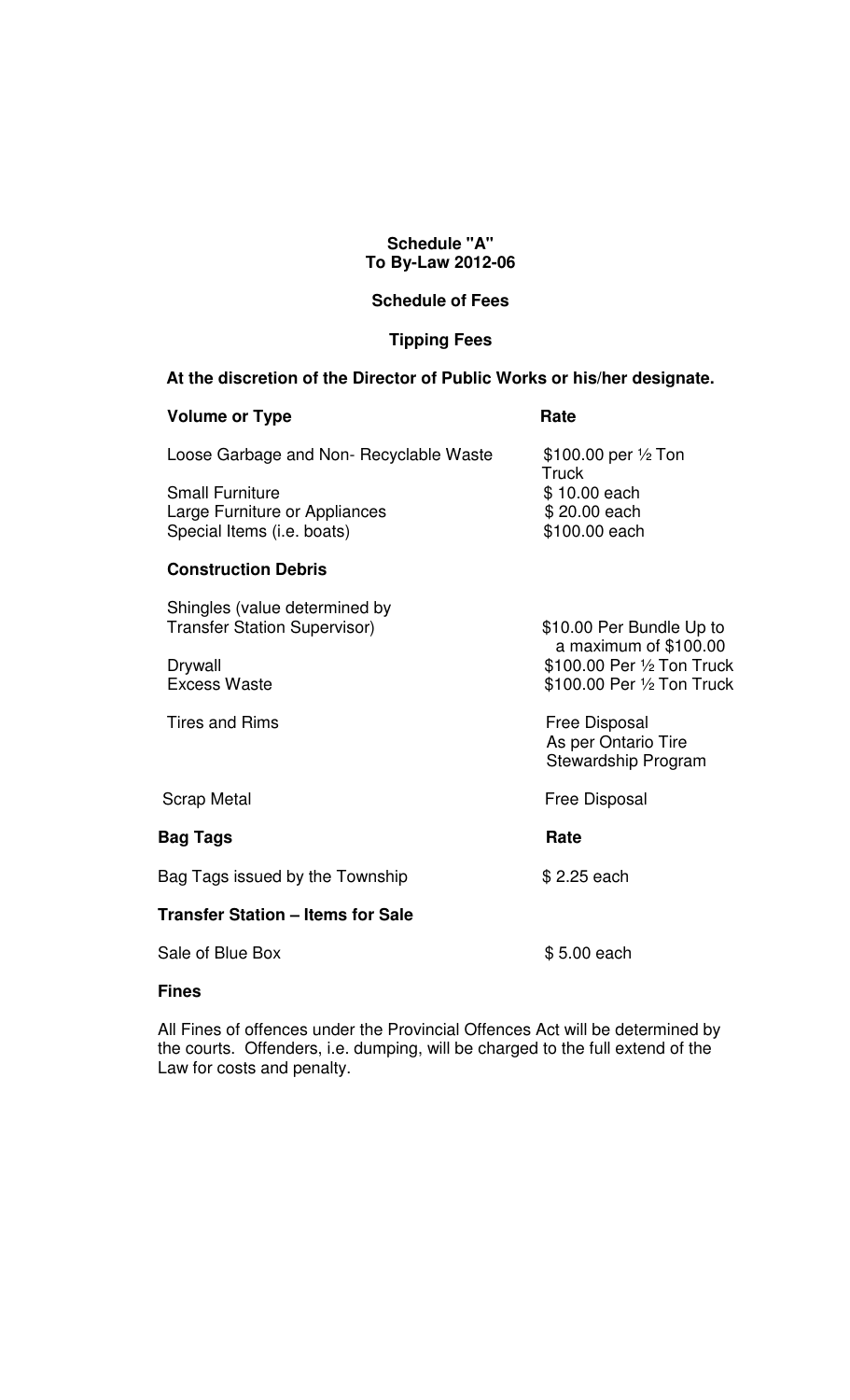**Schedule "A"**
**To By-Law 2012-06**

**Schedule of Fees**

**Tipping Fees**

**At the discretion of the Director of Public Works or his/her designate.**

| **Volume or Type** | **Rate** |
|---|---|
| Loose Garbage and Non- Recyclable Waste | \$100.00 per ½ Ton Truck |
| Small Furniture | \$ 10.00 each |
| Large Furniture or Appliances | \$ 20.00 each |
| Special Items (i.e. boats) | \$100.00 each |
| **Construction Debris** | |
| Shingles (value determined by Transfer Station Supervisor) | \$10.00 Per Bundle Up to a maximum of \$100.00 |
| Drywall | \$100.00 Per ½ Ton Truck |
| Excess Waste | \$100.00 Per ½ Ton Truck |
| Tires and Rims | Free Disposal As per Ontario Tire Stewardship Program |
| Scrap Metal | Free Disposal |

| **Bag Tags** | **Rate** |
|---|---|
| Bag Tags issued by the Township | \$ 2.25 each |
| **Transfer Station – Items for Sale** | |
| Sale of Blue Box | \$ 5.00 each |

**Fines**

All Fines of offences under the Provincial Offences Act will be determined by the courts. Offenders, i.e. dumping, will be charged to the full extend of the Law for costs and penalty.